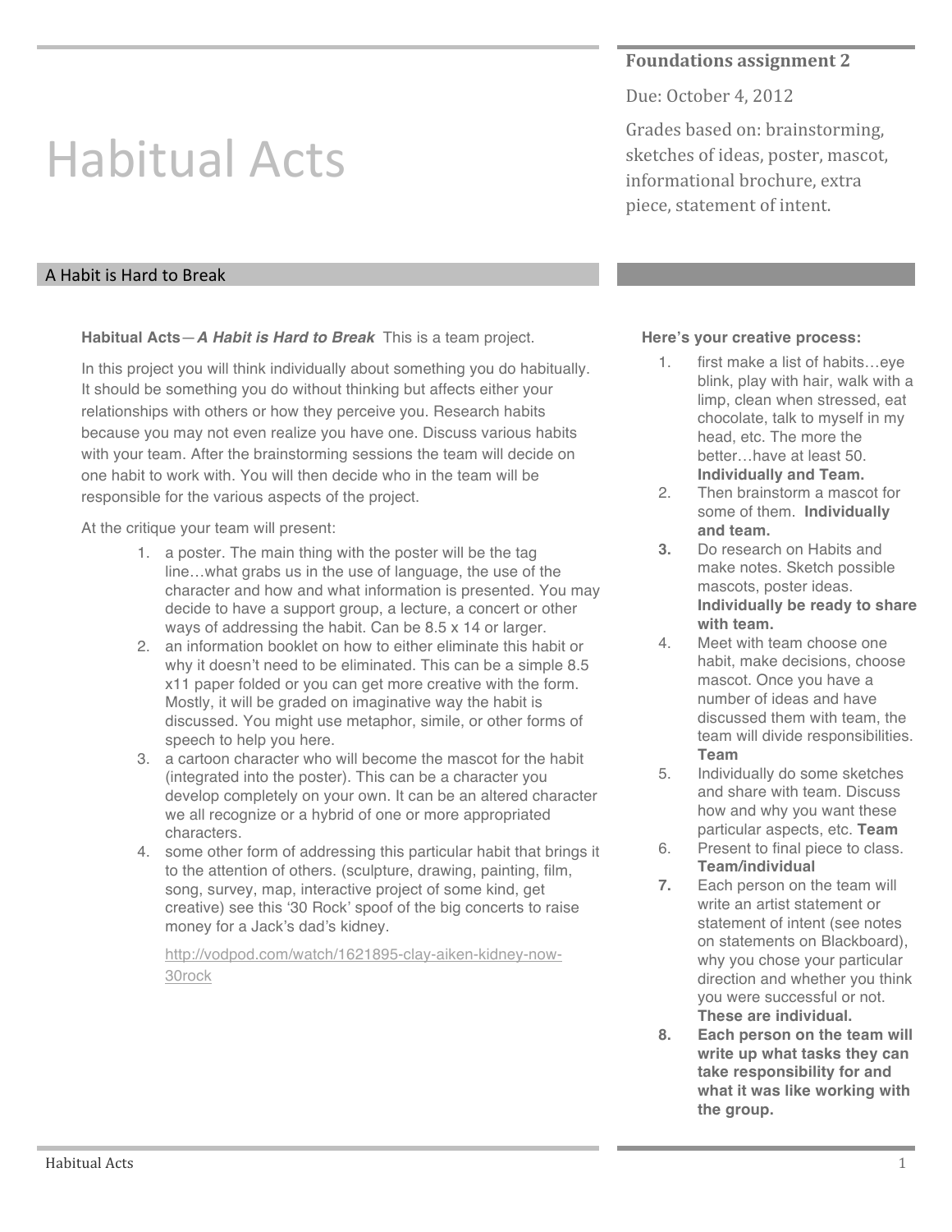# Habitual Acts

**Foundations assignment 2**

Due: October 4, 2012

Grades based on: brainstorming, sketches of ideas, poster, mascot, informational brochure, extra piece, statement of intent.

## A Habit is Hard to Break

**Habitual Acts**—***A Habit is Hard to Break*** This is a team project.

In this project you will think individually about something you do habitually. It should be something you do without thinking but affects either your relationships with others or how they perceive you. Research habits because you may not even realize you have one. Discuss various habits with your team. After the brainstorming sessions the team will decide on one habit to work with. You will then decide who in the team will be responsible for the various aspects of the project.

At the critique your team will present:

1. a poster. The main thing with the poster will be the tag line…what grabs us in the use of language, the use of the character and how and what information is presented. You may decide to have a support group, a lecture, a concert or other ways of addressing the habit. Can be 8.5 x 14 or larger.
2. an information booklet on how to either eliminate this habit or why it doesn't need to be eliminated. This can be a simple 8.5 x11 paper folded or you can get more creative with the form. Mostly, it will be graded on imaginative way the habit is discussed. You might use metaphor, simile, or other forms of speech to help you here.
3. a cartoon character who will become the mascot for the habit (integrated into the poster). This can be a character you develop completely on your own. It can be an altered character we all recognize or a hybrid of one or more appropriated characters.
4. some other form of addressing this particular habit that brings it to the attention of others. (sculpture, drawing, painting, film, song, survey, map, interactive project of some kind, get creative) see this '30 Rock' spoof of the big concerts to raise money for a Jack's dad's kidney.

   http://vodpod.com/watch/1621895-clay-aiken-kidney-now-30rock

**Here's your creative process:**

1. first make a list of habits…eye blink, play with hair, walk with a limp, clean when stressed, eat chocolate, talk to myself in my head, etc. The more the better…have at least 50. **Individually and Team.**
2. Then brainstorm a mascot for some of them. **Individually and team.**
3. Do research on Habits and make notes. Sketch possible mascots, poster ideas. **Individually be ready to share with team.**
4. Meet with team choose one habit, make decisions, choose mascot. Once you have a number of ideas and have discussed them with team, the team will divide responsibilities. **Team**
5. Individually do some sketches and share with team. Discuss how and why you want these particular aspects, etc. **Team**
6. Present to final piece to class. **Team/individual**
7. Each person on the team will write an artist statement or statement of intent (see notes on statements on Blackboard), why you chose your particular direction and whether you think you were successful or not. **These are individual.**
8. **Each person on the team will write up what tasks they can take responsibility for and what it was like working with the group.**